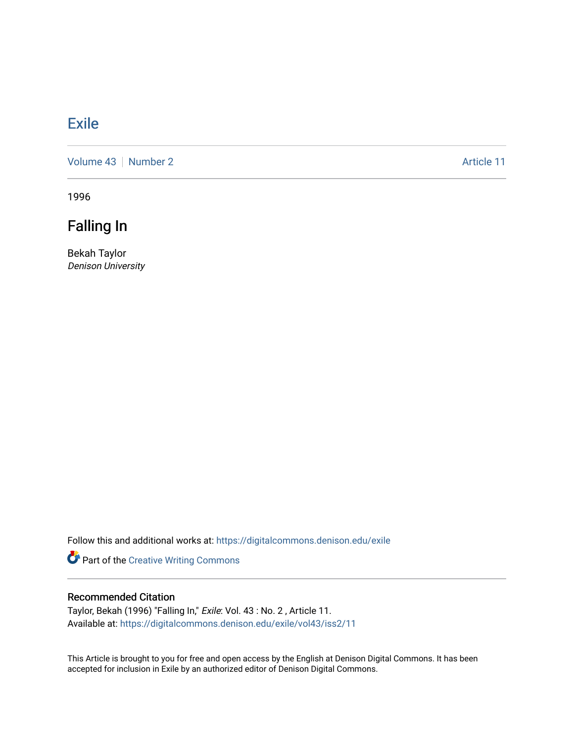# Exile

Volume 43 | Number 2 | Article 11

1996

## Falling In

Bekah Taylor
*Denison University*

Follow this and additional works at: https://digitalcommons.denison.edu/exile

Part of the Creative Writing Commons

### Recommended Citation

Taylor, Bekah (1996) "Falling In," *Exile*: Vol. 43 : No. 2 , Article 11.
Available at: https://digitalcommons.denison.edu/exile/vol43/iss2/11

This Article is brought to you for free and open access by the English at Denison Digital Commons. It has been accepted for inclusion in Exile by an authorized editor of Denison Digital Commons.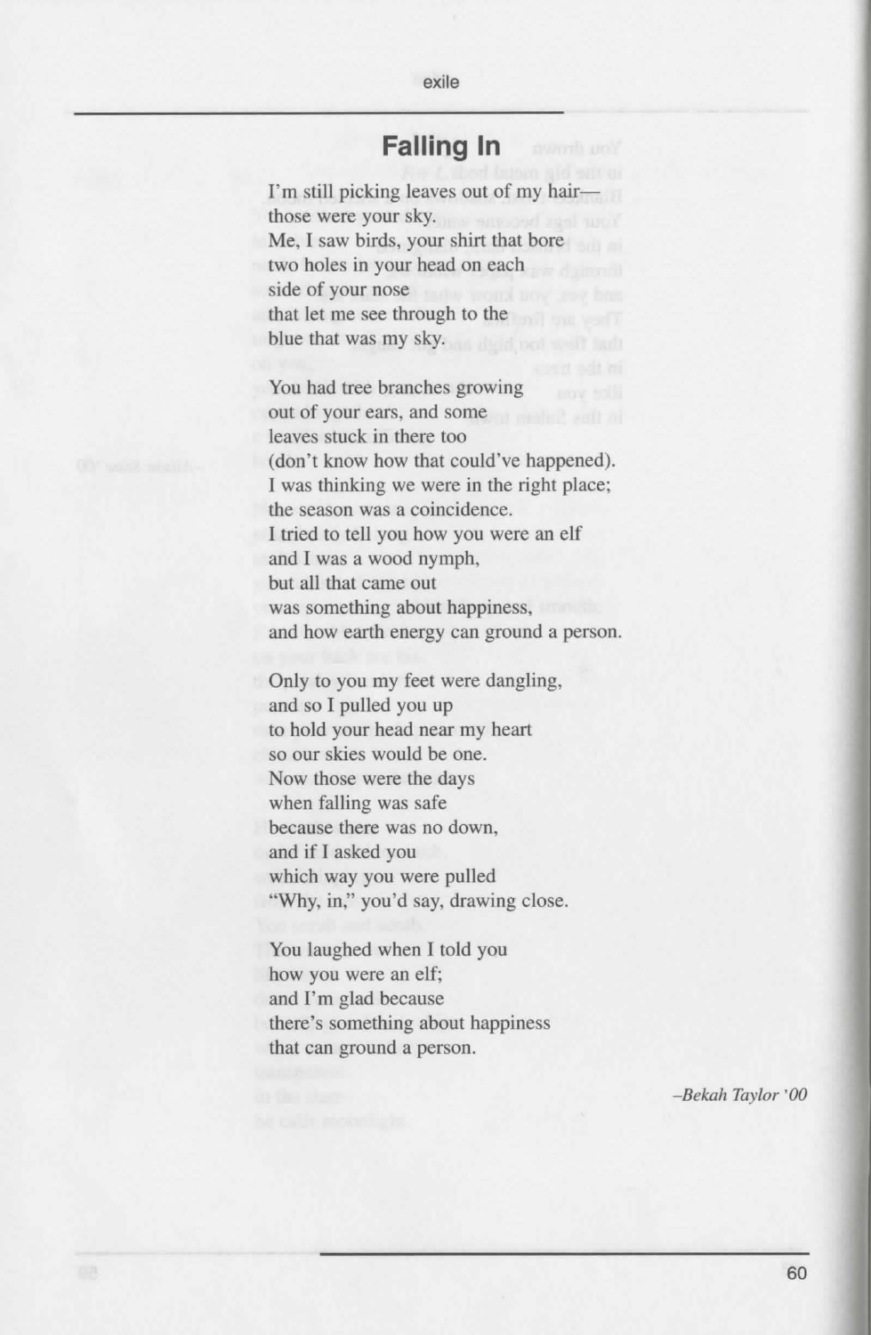# Falling In

I'm still picking leaves out of my hair—
those were your sky.
Me, I saw birds, your shirt that bore
two holes in your head on each
side of your nose
that let me see through to the
blue that was my sky.

You had tree branches growing
out of your ears, and some
leaves stuck in there too
(don't know how that could've happened).
I was thinking we were in the right place;
the season was a coincidence.
I tried to tell you how you were an elf
and I was a wood nymph,
but all that came out
was something about happiness,
and how earth energy can ground a person.

Only to you my feet were dangling,
and so I pulled you up
to hold your head near my heart
so our skies would be one.
Now those were the days
when falling was safe
because there was no down,
and if I asked you
which way you were pulled
"Why, in," you'd say, drawing close.

You laughed when I told you
how you were an elf;
and I'm glad because
there's something about happiness
that can ground a person.

*–Bekah Taylor '00*